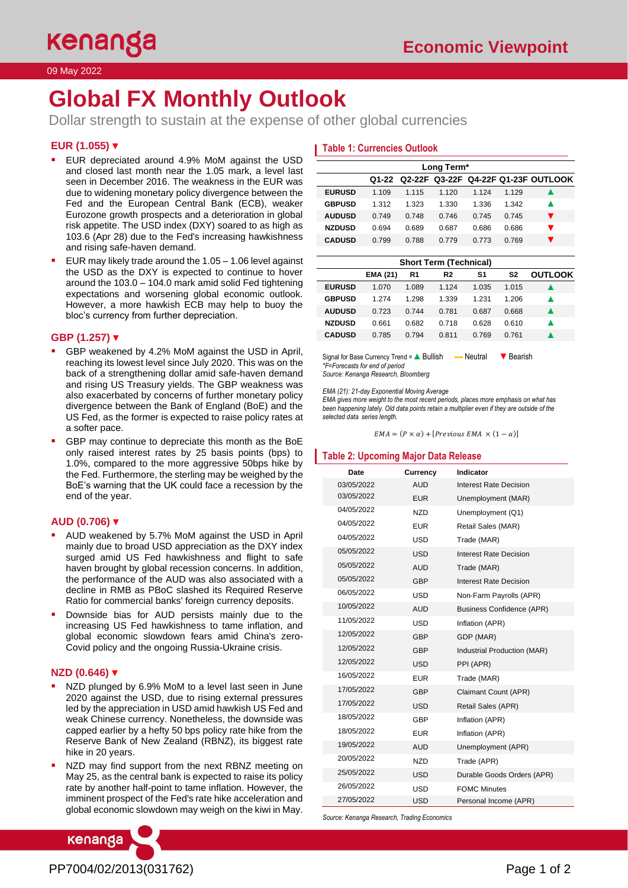09 May 2022

# Global FX Monthly Outlook

Dollar strength to sustain at the expense of other global currencies

## EUR (1.055) ▼

- EUR depreciated around 4.9% MoM against the USD and closed last month near the 1.05 mark, a level last seen in December 2016. The weakness in the EUR was due to widening monetary policy divergence between the Fed and the European Central Bank (ECB), weaker Eurozone growth prospects and a deterioration in global risk appetite. The USD index (DXY) soared to as high as 103.6 (Apr 28) due to the Fed's increasing hawkishness and rising safe-haven demand.
- EUR may likely trade around the 1.05 – 1.06 level against the USD as the DXY is expected to continue to hover around the 103.0 – 104.0 mark amid solid Fed tightening expectations and worsening global economic outlook. However, a more hawkish ECB may help to buoy the bloc's currency from further depreciation.

## GBP (1.257) ▼

- GBP weakened by 4.2% MoM against the USD in April, reaching its lowest level since July 2020. This was on the back of a strengthening dollar amid safe-haven demand and rising US Treasury yields. The GBP weakness was also exacerbated by concerns of further monetary policy divergence between the Bank of England (BoE) and the US Fed, as the former is expected to raise policy rates at a softer pace.
- GBP may continue to depreciate this month as the BoE only raised interest rates by 25 basis points (bps) to 1.0%, compared to the more aggressive 50bps hike by the Fed. Furthermore, the sterling may be weighed by the BoE's warning that the UK could face a recession by the end of the year.

## AUD (0.706) ▼

- AUD weakened by 5.7% MoM against the USD in April mainly due to broad USD appreciation as the DXY index surged amid US Fed hawkishness and flight to safe haven brought by global recession concerns. In addition, the performance of the AUD was also associated with a decline in RMB as PBoC slashed its Required Reserve Ratio for commercial banks' foreign currency deposits.
- Downside bias for AUD persists mainly due to the increasing US Fed hawkishness to tame inflation, and global economic slowdown fears amid China's zero-Covid policy and the ongoing Russia-Ukraine crisis.

## NZD (0.646) ▼

- NZD plunged by 6.9% MoM to a level last seen in June 2020 against the USD, due to rising external pressures led by the appreciation in USD amid hawkish US Fed and weak Chinese currency. Nonetheless, the downside was capped earlier by a hefty 50 bps policy rate hike from the Reserve Bank of New Zealand (RBNZ), its biggest rate hike in 20 years.
- NZD may find support from the next RBNZ meeting on May 25, as the central bank is expected to raise its policy rate by another half-point to tame inflation. However, the imminent prospect of the Fed's rate hike acceleration and global economic slowdown may weigh on the kiwi in May.

### Table 1: Currencies Outlook

| Long Term* | | | | | | |
|---|---|---|---|---|---|---|
| | Q1-22 | Q2-22F | Q3-22F | Q4-22F | Q1-23F | OUTLOOK |
| EURUSD | 1.109 | 1.115 | 1.120 | 1.124 | 1.129 | ▲ |
| GBPUSD | 1.312 | 1.323 | 1.330 | 1.336 | 1.342 | ▲ |
| AUDUSD | 0.749 | 0.748 | 0.746 | 0.745 | 0.745 | ▼ |
| NZDUSD | 0.694 | 0.689 | 0.687 | 0.686 | 0.686 | ▼ |
| CADUSD | 0.799 | 0.788 | 0.779 | 0.773 | 0.769 | ▼ |

| Short Term (Technical) | | | | | | |
|---|---|---|---|---|---|---|
| | EMA (21) | R1 | R2 | S1 | S2 | OUTLOOK |
| EURUSD | 1.070 | 1.089 | 1.124 | 1.035 | 1.015 | ▲ |
| GBPUSD | 1.274 | 1.298 | 1.339 | 1.231 | 1.206 | ▲ |
| AUDUSD | 0.723 | 0.744 | 0.781 | 0.687 | 0.668 | ▲ |
| NZDUSD | 0.661 | 0.682 | 0.718 | 0.628 | 0.610 | ▲ |
| CADUSD | 0.785 | 0.794 | 0.811 | 0.769 | 0.761 | ▲ |

Signal for Base Currency Trend = ▲ Bullish — Neutral ▼ Bearish

*\*F=Forecasts for end of period*

*Source: Kenanga Research, Bloomberg*

*EMA (21): 21-day Exponential Moving Average*

*EMA gives more weight to the most recent periods, places more emphasis on what has been happening lately. Old data points retain a multiplier even if they are outside of the selected data series length.*

$$EMA = (P \times \alpha) + [Previous\ EMA\ \times (1 - \alpha)]$$

### Table 2: Upcoming Major Data Release

| Date | Currency | Indicator |
|---|---|---|
| 03/05/2022 | AUD | Interest Rate Decision |
| 03/05/2022 | EUR | Unemployment (MAR) |
| 04/05/2022 | NZD | Unemployment (Q1) |
| 04/05/2022 | EUR | Retail Sales (MAR) |
| 04/05/2022 | USD | Trade (MAR) |
| 05/05/2022 | USD | Interest Rate Decision |
| 05/05/2022 | AUD | Trade (MAR) |
| 05/05/2022 | GBP | Interest Rate Decision |
| 06/05/2022 | USD | Non-Farm Payrolls (APR) |
| 10/05/2022 | AUD | Business Confidence (APR) |
| 11/05/2022 | USD | Inflation (APR) |
| 12/05/2022 | GBP | GDP (MAR) |
| 12/05/2022 | GBP | Industrial Production (MAR) |
| 12/05/2022 | USD | PPI (APR) |
| 16/05/2022 | EUR | Trade (MAR) |
| 17/05/2022 | GBP | Claimant Count (APR) |
| 17/05/2022 | USD | Retail Sales (APR) |
| 18/05/2022 | GBP | Inflation (APR) |
| 18/05/2022 | EUR | Inflation (APR) |
| 19/05/2022 | AUD | Unemployment (APR) |
| 20/05/2022 | NZD | Trade (APR) |
| 25/05/2022 | USD | Durable Goods Orders (APR) |
| 26/05/2022 | USD | FOMC Minutes |
| 27/05/2022 | USD | Personal Income (APR) |

*Source: Kenanga Research, Trading Economics*

PP7004/02/2013(031762)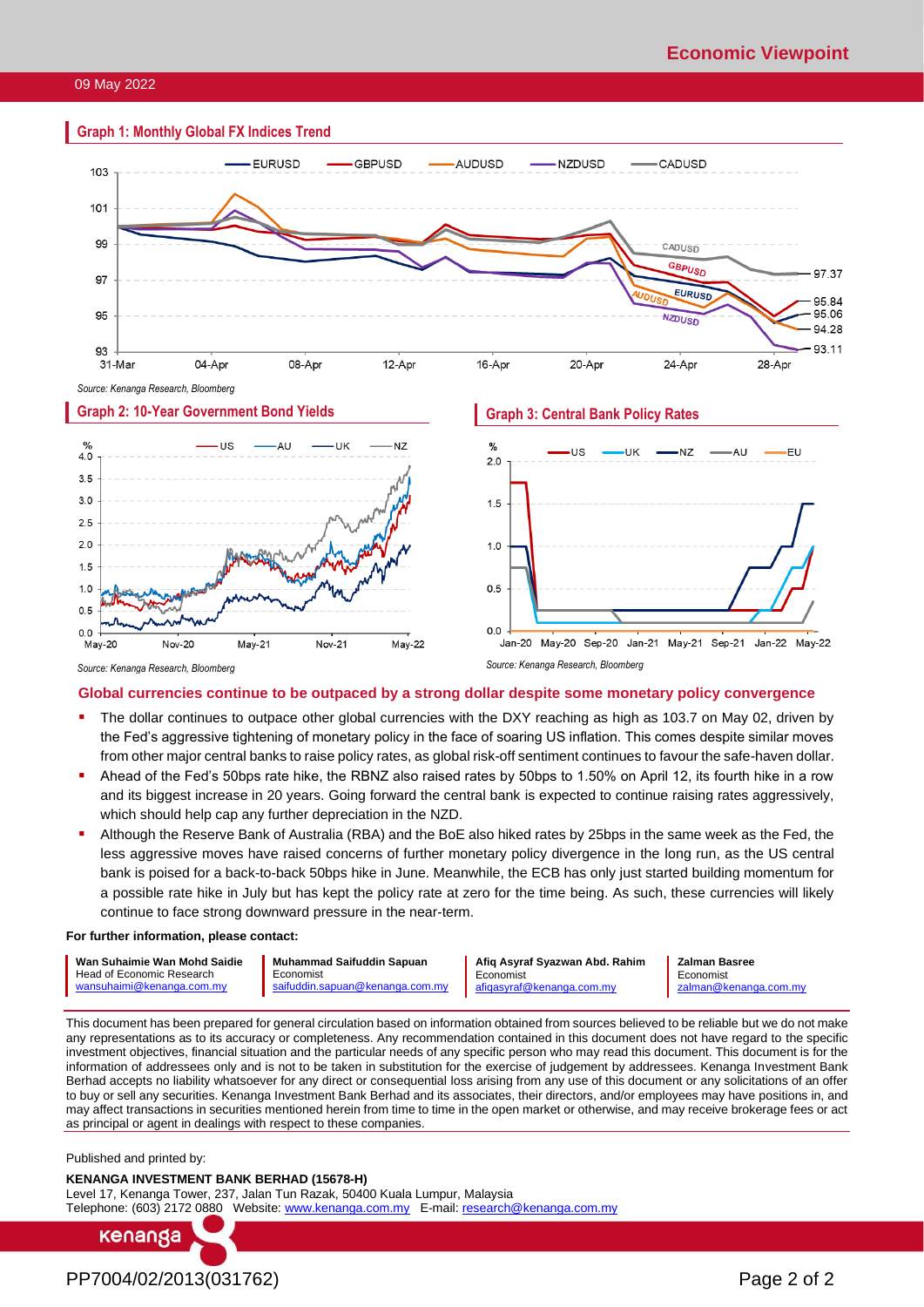## Graph 1: Monthly Global FX Indices Trend

EURUSD GBPUSD AUDUSD NZDUSD CADUSD

103
101
99
97
95
93

31-Mar 04-Apr 08-Apr 12-Apr 16-Apr 20-Apr 24-Apr 28-Apr

CADUSD
GBPUSD
EURUSD
AUDUSD
NZDUSD

97.37
95.84
95.06
94.28
93.11

*Source: Kenanga Research, Bloomberg*

## Graph 2: 10-Year Government Bond Yields

%
US AU UK NZ

4.0
3.5
3.0
2.5
2.0
1.5
1.0
0.5
0.0

May-20 Nov-20 May-21 Nov-21 May-22

*Source: Kenanga Research, Bloomberg*

## Graph 3: Central Bank Policy Rates

%
US UK NZ AU EU

2.0
1.5
1.0
0.5
0.0

Jan-20 May-20 Sep-20 Jan-21 May-21 Sep-21 Jan-22 May-22

*Source: Kenanga Research, Bloomberg*

### Global currencies continue to be outpaced by a strong dollar despite some monetary policy convergence

- The dollar continues to outpace other global currencies with the DXY reaching as high as 103.7 on May 02, driven by the Fed's aggressive tightening of monetary policy in the face of soaring US inflation. This comes despite similar moves from other major central banks to raise policy rates, as global risk-off sentiment continues to favour the safe-haven dollar.
- Ahead of the Fed's 50bps rate hike, the RBNZ also raised rates by 50bps to 1.50% on April 12, its fourth hike in a row and its biggest increase in 20 years. Going forward the central bank is expected to continue raising rates aggressively, which should help cap any further depreciation in the NZD.
- Although the Reserve Bank of Australia (RBA) and the BoE also hiked rates by 25bps in the same week as the Fed, the less aggressive moves have raised concerns of further monetary policy divergence in the long run, as the US central bank is poised for a back-to-back 50bps hike in June. Meanwhile, the ECB has only just started building momentum for a possible rate hike in July but has kept the policy rate at zero for the time being. As such, these currencies will likely continue to face strong downward pressure in the near-term.

**For further information, please contact:**

**Wan Suhaimie Wan Mohd Saidie**
Head of Economic Research
wansuhaimi@kenanga.com.my

**Muhammad Saifuddin Sapuan**
Economist
saifuddin.sapuan@kenanga.com.my

**Afiq Asyraf Syazwan Abd. Rahim**
Economist
afiqasyraf@kenanga.com.my

**Zalman Basree**
Economist
zalman@kenanga.com.my

This document has been prepared for general circulation based on information obtained from sources believed to be reliable but we do not make any representations as to its accuracy or completeness. Any recommendation contained in this document does not have regard to the specific investment objectives, financial situation and the particular needs of any specific person who may read this document. This document is for the information of addressees only and is not to be taken in substitution for the exercise of judgement by addressees. Kenanga Investment Bank Berhad accepts no liability whatsoever for any direct or consequential loss arising from any use of this document or any solicitations of an offer to buy or sell any securities. Kenanga Investment Bank Berhad and its associates, their directors, and/or employees may have positions in, and may affect transactions in securities mentioned herein from time to time in the open market or otherwise, and may receive brokerage fees or act as principal or agent in dealings with respect to these companies.

Published and printed by:

**KENANGA INVESTMENT BANK BERHAD (15678-H)**
Level 17, Kenanga Tower, 237, Jalan Tun Razak, 50400 Kuala Lumpur, Malaysia
Telephone: (603) 2172 0880 Website: www.kenanga.com.my E-mail: research@kenanga.com.my

PP7004/02/2013(031762)